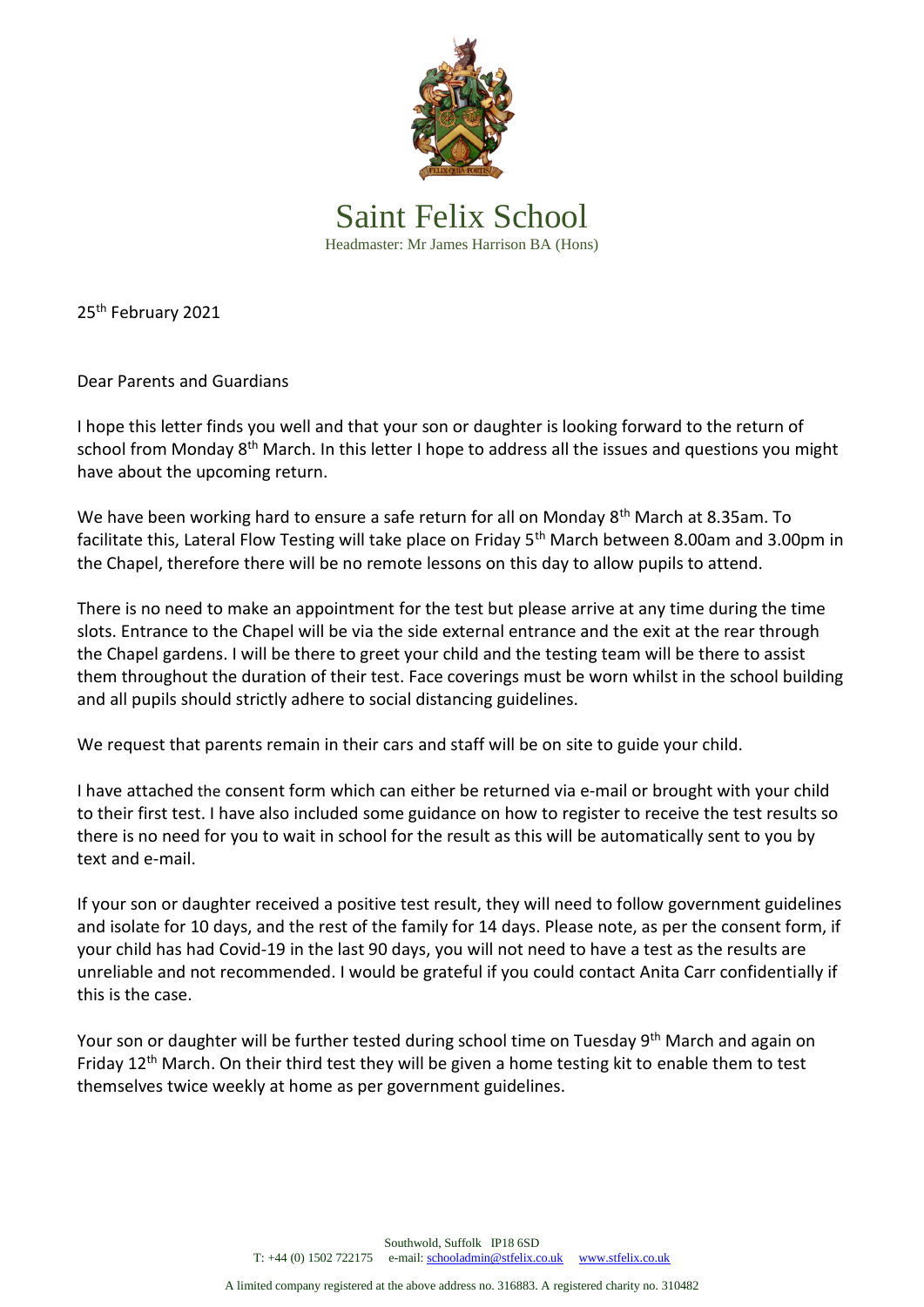# Saint Felix School

Headmaster: Mr James Harrison BA (Hons)

25th February 2021

Dear Parents and Guardians

I hope this letter finds you well and that your son or daughter is looking forward to the return of school from Monday 8th March. In this letter I hope to address all the issues and questions you might have about the upcoming return.

We have been working hard to ensure a safe return for all on Monday 8th March at 8.35am. To facilitate this, Lateral Flow Testing will take place on Friday 5th March between 8.00am and 3.00pm in the Chapel, therefore there will be no remote lessons on this day to allow pupils to attend.

There is no need to make an appointment for the test but please arrive at any time during the time slots. Entrance to the Chapel will be via the side external entrance and the exit at the rear through the Chapel gardens. I will be there to greet your child and the testing team will be there to assist them throughout the duration of their test. Face coverings must be worn whilst in the school building and all pupils should strictly adhere to social distancing guidelines.

We request that parents remain in their cars and staff will be on site to guide your child.

I have attached the consent form which can either be returned via e-mail or brought with your child to their first test. I have also included some guidance on how to register to receive the test results so there is no need for you to wait in school for the result as this will be automatically sent to you by text and e-mail.

If your son or daughter received a positive test result, they will need to follow government guidelines and isolate for 10 days, and the rest of the family for 14 days. Please note, as per the consent form, if your child has had Covid-19 in the last 90 days, you will not need to have a test as the results are unreliable and not recommended. I would be grateful if you could contact Anita Carr confidentially if this is the case.

Your son or daughter will be further tested during school time on Tuesday 9th March and again on Friday 12th March. On their third test they will be given a home testing kit to enable them to test themselves twice weekly at home as per government guidelines.

Southwold, Suffolk IP18 6SD
T: +44 (0) 1502 722175 e-mail: schooladmin@stfelix.co.uk www.stfelix.co.uk

A limited company registered at the above address no. 316883. A registered charity no. 310482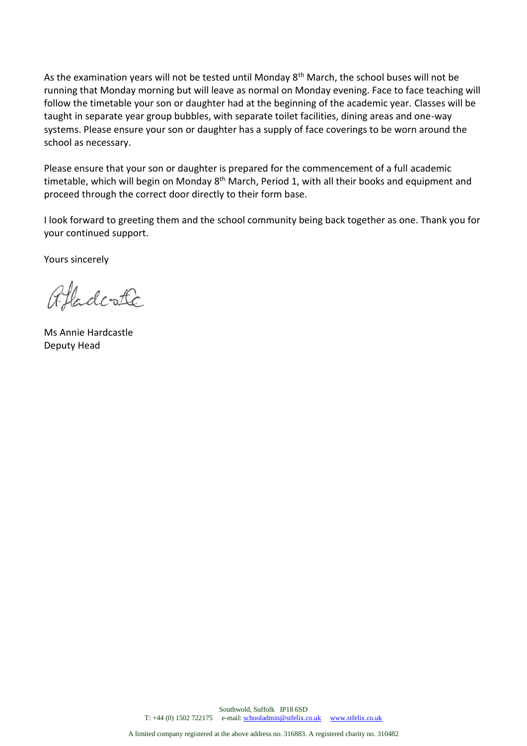As the examination years will not be tested until Monday 8th March, the school buses will not be running that Monday morning but will leave as normal on Monday evening. Face to face teaching will follow the timetable your son or daughter had at the beginning of the academic year. Classes will be taught in separate year group bubbles, with separate toilet facilities, dining areas and one-way systems. Please ensure your son or daughter has a supply of face coverings to be worn around the school as necessary.

Please ensure that your son or daughter is prepared for the commencement of a full academic timetable, which will begin on Monday 8th March, Period 1, with all their books and equipment and proceed through the correct door directly to their form base.

I look forward to greeting them and the school community being back together as one. Thank you for your continued support.

Yours sincerely

Ms Annie Hardcastle
Deputy Head

Southwold, Suffolk IP18 6SD
T: +44 (0) 1502 722175 e-mail: schooladmin@stfelix.co.uk www.stfelix.co.uk

A limited company registered at the above address no. 316883. A registered charity no. 310482